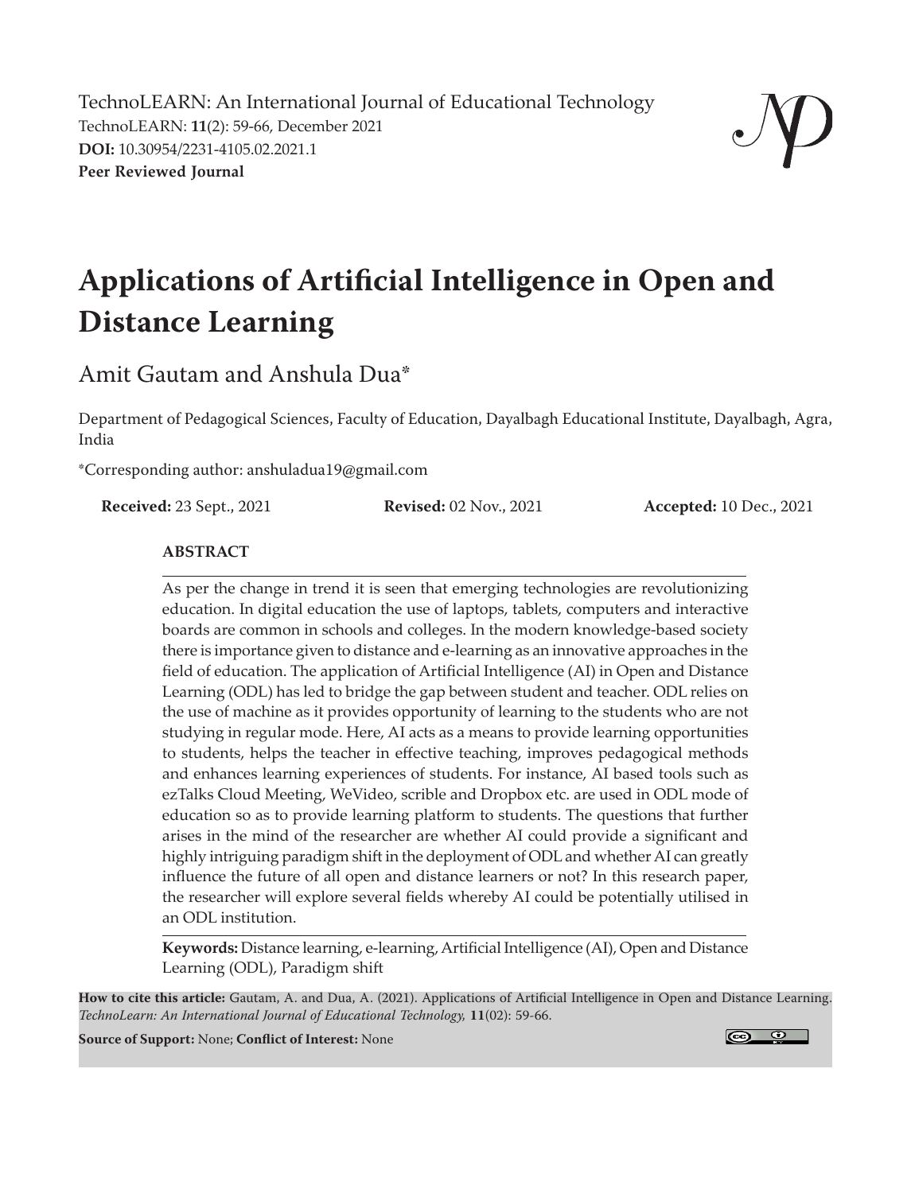TechnoLEARN: An International Journal of Educational Technology
TechnoLEARN: **11**(2): 59-66, December 2021
**DOI:** 10.30954/2231-4105.02.2021.1
**Peer Reviewed Journal**

# Applications of Artificial Intelligence in Open and Distance Learning

Amit Gautam and Anshula Dua*

Department of Pedagogical Sciences, Faculty of Education, Dayalbagh Educational Institute, Dayalbagh, Agra, India

*Corresponding author: anshuladua19@gmail.com

**Received:** 23 Sept., 2021 **Revised:** 02 Nov., 2021 **Accepted:** 10 Dec., 2021

## ABSTRACT

As per the change in trend it is seen that emerging technologies are revolutionizing education. In digital education the use of laptops, tablets, computers and interactive boards are common in schools and colleges. In the modern knowledge-based society there is importance given to distance and e-learning as an innovative approaches in the field of education. The application of Artificial Intelligence (AI) in Open and Distance Learning (ODL) has led to bridge the gap between student and teacher. ODL relies on the use of machine as it provides opportunity of learning to the students who are not studying in regular mode. Here, AI acts as a means to provide learning opportunities to students, helps the teacher in effective teaching, improves pedagogical methods and enhances learning experiences of students. For instance, AI based tools such as ezTalks Cloud Meeting, WeVideo, scrible and Dropbox etc. are used in ODL mode of education so as to provide learning platform to students. The questions that further arises in the mind of the researcher are whether AI could provide a significant and highly intriguing paradigm shift in the deployment of ODL and whether AI can greatly influence the future of all open and distance learners or not? In this research paper, the researcher will explore several fields whereby AI could be potentially utilised in an ODL institution.

**Keywords:** Distance learning, e-learning, Artificial Intelligence (AI), Open and Distance Learning (ODL), Paradigm shift

**How to cite this article:** Gautam, A. and Dua, A. (2021). Applications of Artificial Intelligence in Open and Distance Learning. *TechnoLearn: An International Journal of Educational Technology*, **11**(02): 59-66.

**Source of Support:** None; **Conflict of Interest:** None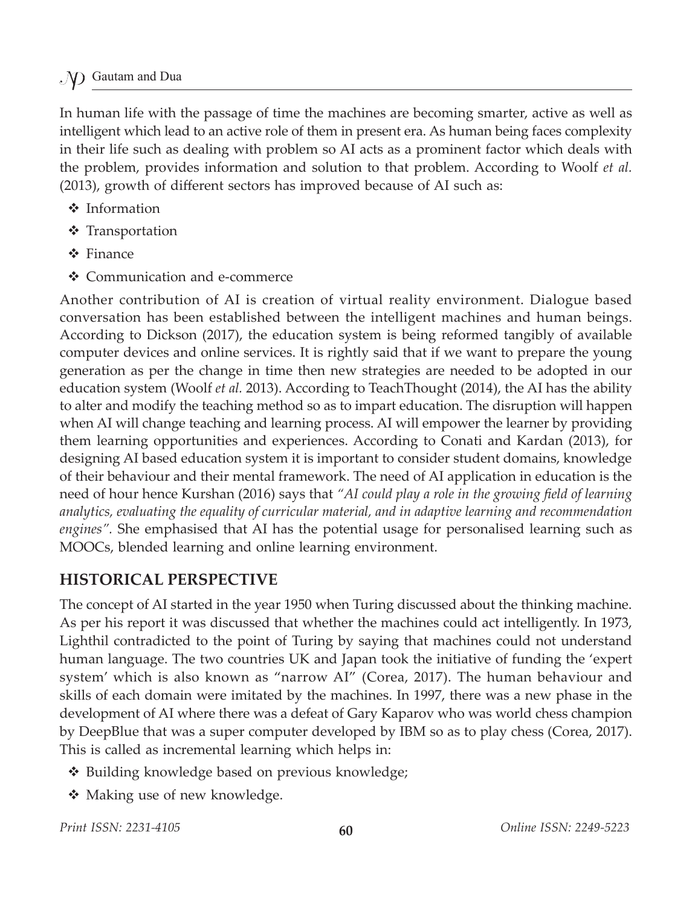In human life with the passage of time the machines are becoming smarter, active as well as intelligent which lead to an active role of them in present era. As human being faces complexity in their life such as dealing with problem so AI acts as a prominent factor which deals with the problem, provides information and solution to that problem. According to Woolf *et al.* (2013), growth of different sectors has improved because of AI such as:

- Information
- Transportation
- Finance
- Communication and e-commerce

Another contribution of AI is creation of virtual reality environment. Dialogue based conversation has been established between the intelligent machines and human beings. According to Dickson (2017), the education system is being reformed tangibly of available computer devices and online services. It is rightly said that if we want to prepare the young generation as per the change in time then new strategies are needed to be adopted in our education system (Woolf *et al.* 2013). According to TeachThought (2014), the AI has the ability to alter and modify the teaching method so as to impart education. The disruption will happen when AI will change teaching and learning process. AI will empower the learner by providing them learning opportunities and experiences. According to Conati and Kardan (2013), for designing AI based education system it is important to consider student domains, knowledge of their behaviour and their mental framework. The need of AI application in education is the need of hour hence Kurshan (2016) says that *"AI could play a role in the growing field of learning analytics, evaluating the equality of curricular material, and in adaptive learning and recommendation engines".* She emphasised that AI has the potential usage for personalised learning such as MOOCs, blended learning and online learning environment.

## HISTORICAL PERSPECTIVE

The concept of AI started in the year 1950 when Turing discussed about the thinking machine. As per his report it was discussed that whether the machines could act intelligently. In 1973, Lighthil contradicted to the point of Turing by saying that machines could not understand human language. The two countries UK and Japan took the initiative of funding the 'expert system' which is also known as "narrow AI" (Corea, 2017). The human behaviour and skills of each domain were imitated by the machines. In 1997, there was a new phase in the development of AI where there was a defeat of Gary Kaparov who was world chess champion by DeepBlue that was a super computer developed by IBM so as to play chess (Corea, 2017). This is called as incremental learning which helps in:

- Building knowledge based on previous knowledge;
- Making use of new knowledge.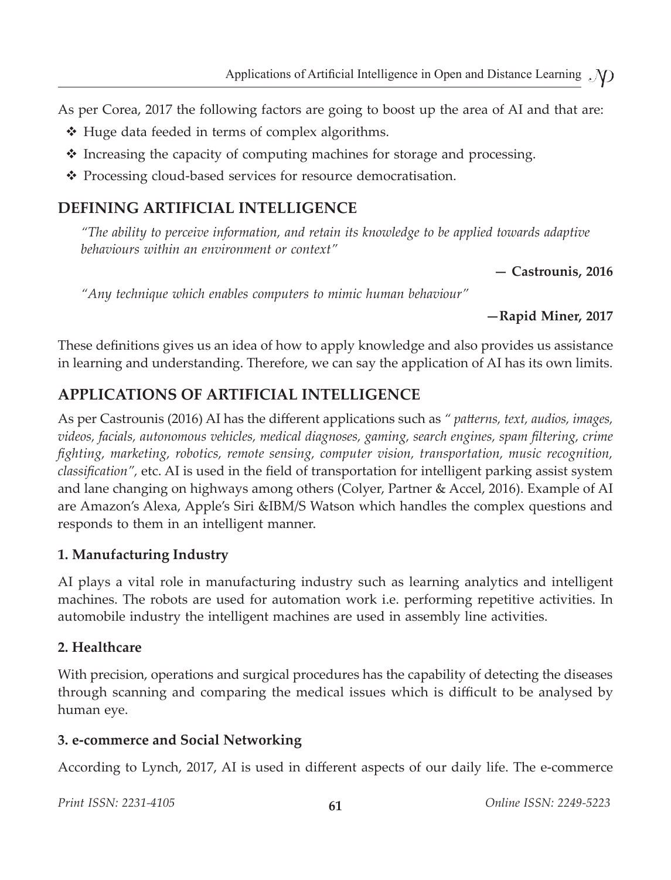As per Corea, 2017 the following factors are going to boost up the area of AI and that are:

- Huge data feeded in terms of complex algorithms.
- Increasing the capacity of computing machines for storage and processing.
- Processing cloud-based services for resource democratisation.

## DEFINING ARTIFICIAL INTELLIGENCE

*"The ability to perceive information, and retain its knowledge to be applied towards adaptive behaviours within an environment or context"*

**— Castrounis, 2016**

*"Any technique which enables computers to mimic human behaviour"*

**—Rapid Miner, 2017**

These definitions gives us an idea of how to apply knowledge and also provides us assistance in learning and understanding. Therefore, we can say the application of AI has its own limits.

## APPLICATIONS OF ARTIFICIAL INTELLIGENCE

As per Castrounis (2016) AI has the different applications such as *" patterns, text, audios, images, videos, facials, autonomous vehicles, medical diagnoses, gaming, search engines, spam filtering, crime fighting, marketing, robotics, remote sensing, computer vision, transportation, music recognition, classification",* etc. AI is used in the field of transportation for intelligent parking assist system and lane changing on highways among others (Colyer, Partner & Accel, 2016). Example of AI are Amazon's Alexa, Apple's Siri &IBM/S Watson which handles the complex questions and responds to them in an intelligent manner.

### 1. Manufacturing Industry

AI plays a vital role in manufacturing industry such as learning analytics and intelligent machines. The robots are used for automation work i.e. performing repetitive activities. In automobile industry the intelligent machines are used in assembly line activities.

### 2. Healthcare

With precision, operations and surgical procedures has the capability of detecting the diseases through scanning and comparing the medical issues which is difficult to be analysed by human eye.

### 3. e-commerce and Social Networking

According to Lynch, 2017, AI is used in different aspects of our daily life. The e-commerce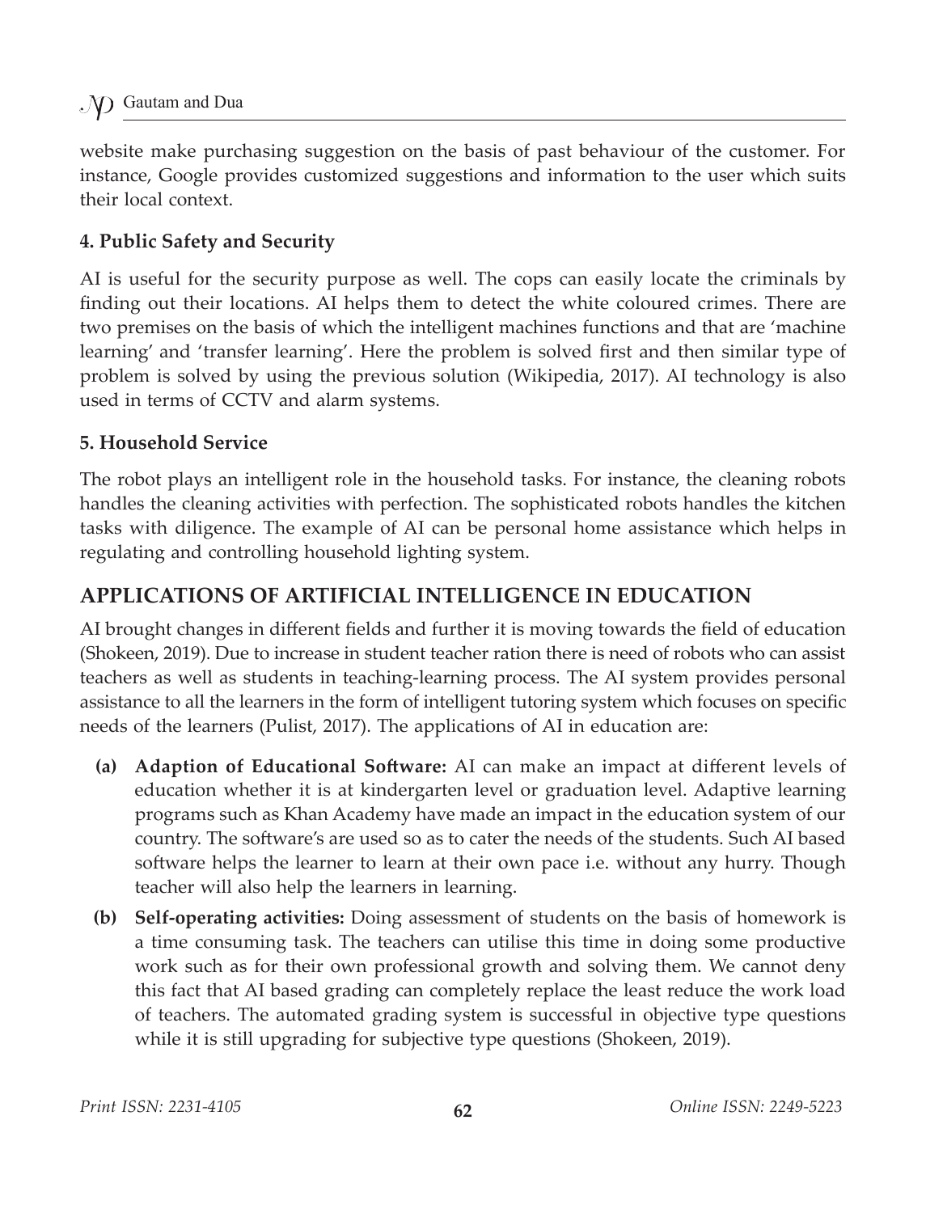website make purchasing suggestion on the basis of past behaviour of the customer. For instance, Google provides customized suggestions and information to the user which suits their local context.

### 4. Public Safety and Security

AI is useful for the security purpose as well. The cops can easily locate the criminals by finding out their locations. AI helps them to detect the white coloured crimes. There are two premises on the basis of which the intelligent machines functions and that are 'machine learning' and 'transfer learning'. Here the problem is solved first and then similar type of problem is solved by using the previous solution (Wikipedia, 2017). AI technology is also used in terms of CCTV and alarm systems.

### 5. Household Service

The robot plays an intelligent role in the household tasks. For instance, the cleaning robots handles the cleaning activities with perfection. The sophisticated robots handles the kitchen tasks with diligence. The example of AI can be personal home assistance which helps in regulating and controlling household lighting system.

## APPLICATIONS OF ARTIFICIAL INTELLIGENCE IN EDUCATION

AI brought changes in different fields and further it is moving towards the field of education (Shokeen, 2019). Due to increase in student teacher ration there is need of robots who can assist teachers as well as students in teaching-learning process. The AI system provides personal assistance to all the learners in the form of intelligent tutoring system which focuses on specific needs of the learners (Pulist, 2017). The applications of AI in education are:

- **(a) Adaption of Educational Software:** AI can make an impact at different levels of education whether it is at kindergarten level or graduation level. Adaptive learning programs such as Khan Academy have made an impact in the education system of our country. The software's are used so as to cater the needs of the students. Such AI based software helps the learner to learn at their own pace i.e. without any hurry. Though teacher will also help the learners in learning.
- **(b) Self-operating activities:** Doing assessment of students on the basis of homework is a time consuming task. The teachers can utilise this time in doing some productive work such as for their own professional growth and solving them. We cannot deny this fact that AI based grading can completely replace the least reduce the work load of teachers. The automated grading system is successful in objective type questions while it is still upgrading for subjective type questions (Shokeen, 2019).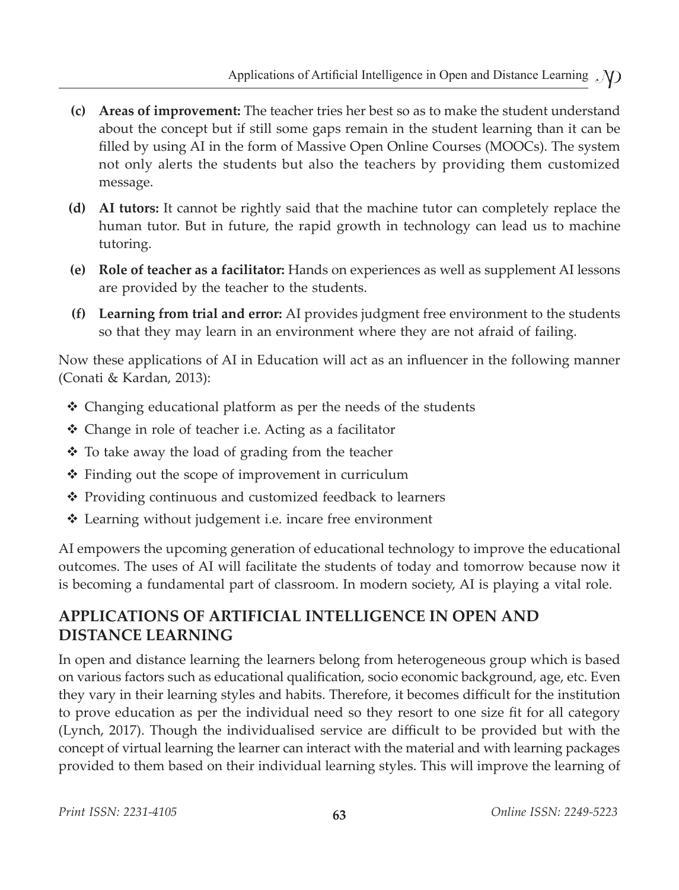(c) **Areas of improvement:** The teacher tries her best so as to make the student understand about the concept but if still some gaps remain in the student learning than it can be filled by using AI in the form of Massive Open Online Courses (MOOCs). The system not only alerts the students but also the teachers by providing them customized message.

(d) **AI tutors:** It cannot be rightly said that the machine tutor can completely replace the human tutor. But in future, the rapid growth in technology can lead us to machine tutoring.

(e) **Role of teacher as a facilitator:** Hands on experiences as well as supplement AI lessons are provided by the teacher to the students.

(f) **Learning from trial and error:** AI provides judgment free environment to the students so that they may learn in an environment where they are not afraid of failing.

Now these applications of AI in Education will act as an influencer in the following manner (Conati & Kardan, 2013):

- Changing educational platform as per the needs of the students
- Change in role of teacher i.e. Acting as a facilitator
- To take away the load of grading from the teacher
- Finding out the scope of improvement in curriculum
- Providing continuous and customized feedback to learners
- Learning without judgement i.e. incare free environment

AI empowers the upcoming generation of educational technology to improve the educational outcomes. The uses of AI will facilitate the students of today and tomorrow because now it is becoming a fundamental part of classroom. In modern society, AI is playing a vital role.

## APPLICATIONS OF ARTIFICIAL INTELLIGENCE IN OPEN AND DISTANCE LEARNING

In open and distance learning the learners belong from heterogeneous group which is based on various factors such as educational qualification, socio economic background, age, etc. Even they vary in their learning styles and habits. Therefore, it becomes difficult for the institution to prove education as per the individual need so they resort to one size fit for all category (Lynch, 2017). Though the individualised service are difficult to be provided but with the concept of virtual learning the learner can interact with the material and with learning packages provided to them based on their individual learning styles. This will improve the learning of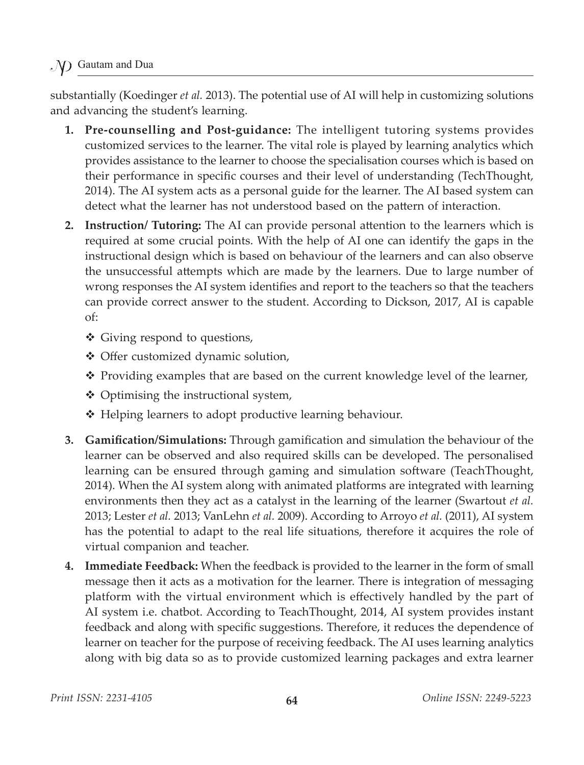substantially (Koedinger *et al.* 2013). The potential use of AI will help in customizing solutions and advancing the student's learning.

1. **Pre-counselling and Post-guidance:** The intelligent tutoring systems provides customized services to the learner. The vital role is played by learning analytics which provides assistance to the learner to choose the specialisation courses which is based on their performance in specific courses and their level of understanding (TechThought, 2014). The AI system acts as a personal guide for the learner. The AI based system can detect what the learner has not understood based on the pattern of interaction.
2. **Instruction/ Tutoring:** The AI can provide personal attention to the learners which is required at some crucial points. With the help of AI one can identify the gaps in the instructional design which is based on behaviour of the learners and can also observe the unsuccessful attempts which are made by the learners. Due to large number of wrong responses the AI system identifies and report to the teachers so that the teachers can provide correct answer to the student. According to Dickson, 2017, AI is capable of:
   - Giving respond to questions,
   - Offer customized dynamic solution,
   - Providing examples that are based on the current knowledge level of the learner,
   - Optimising the instructional system,
   - Helping learners to adopt productive learning behaviour.
3. **Gamification/Simulations:** Through gamification and simulation the behaviour of the learner can be observed and also required skills can be developed. The personalised learning can be ensured through gaming and simulation software (TeachThought, 2014). When the AI system along with animated platforms are integrated with learning environments then they act as a catalyst in the learning of the learner (Swartout *et al.* 2013; Lester *et al.* 2013; VanLehn *et al.* 2009). According to Arroyo *et al.* (2011), AI system has the potential to adapt to the real life situations, therefore it acquires the role of virtual companion and teacher.
4. **Immediate Feedback:** When the feedback is provided to the learner in the form of small message then it acts as a motivation for the learner. There is integration of messaging platform with the virtual environment which is effectively handled by the part of AI system i.e. chatbot. According to TeachThought, 2014, AI system provides instant feedback and along with specific suggestions. Therefore, it reduces the dependence of learner on teacher for the purpose of receiving feedback. The AI uses learning analytics along with big data so as to provide customized learning packages and extra learner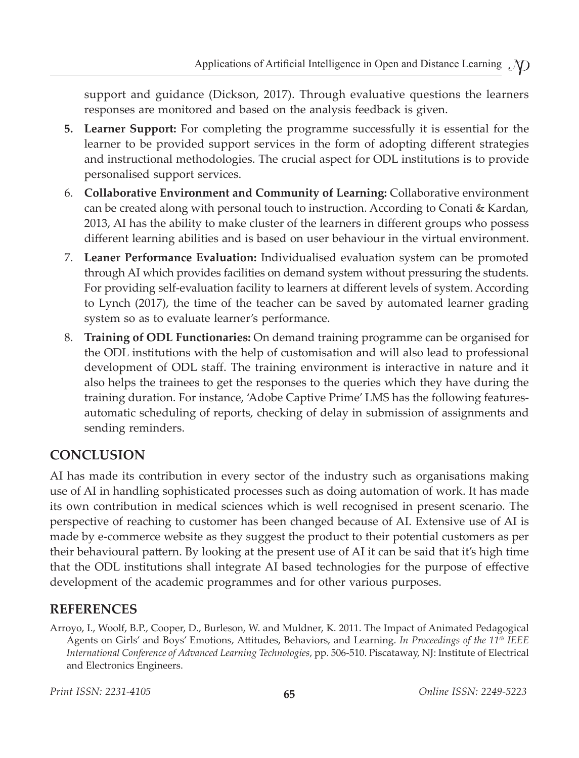support and guidance (Dickson, 2017). Through evaluative questions the learners responses are monitored and based on the analysis feedback is given.

5. **Learner Support:** For completing the programme successfully it is essential for the learner to be provided support services in the form of adopting different strategies and instructional methodologies. The crucial aspect for ODL institutions is to provide personalised support services.
6. **Collaborative Environment and Community of Learning:** Collaborative environment can be created along with personal touch to instruction. According to Conati & Kardan, 2013, AI has the ability to make cluster of the learners in different groups who possess different learning abilities and is based on user behaviour in the virtual environment.
7. **Leaner Performance Evaluation:** Individualised evaluation system can be promoted through AI which provides facilities on demand system without pressuring the students. For providing self-evaluation facility to learners at different levels of system. According to Lynch (2017), the time of the teacher can be saved by automated learner grading system so as to evaluate learner's performance.
8. **Training of ODL Functionaries:** On demand training programme can be organised for the ODL institutions with the help of customisation and will also lead to professional development of ODL staff. The training environment is interactive in nature and it also helps the trainees to get the responses to the queries which they have during the training duration. For instance, 'Adobe Captive Prime' LMS has the following features-automatic scheduling of reports, checking of delay in submission of assignments and sending reminders.

## CONCLUSION

AI has made its contribution in every sector of the industry such as organisations making use of AI in handling sophisticated processes such as doing automation of work. It has made its own contribution in medical sciences which is well recognised in present scenario. The perspective of reaching to customer has been changed because of AI. Extensive use of AI is made by e-commerce website as they suggest the product to their potential customers as per their behavioural pattern. By looking at the present use of AI it can be said that it's high time that the ODL institutions shall integrate AI based technologies for the purpose of effective development of the academic programmes and for other various purposes.

## REFERENCES

Arroyo, I., Woolf, B.P., Cooper, D., Burleson, W. and Muldner, K. 2011. The Impact of Animated Pedagogical Agents on Girls' and Boys' Emotions, Attitudes, Behaviors, and Learning. *In Proceedings of the 11th IEEE International Conference of Advanced Learning Technologies*, pp. 506-510. Piscataway, NJ: Institute of Electrical and Electronics Engineers.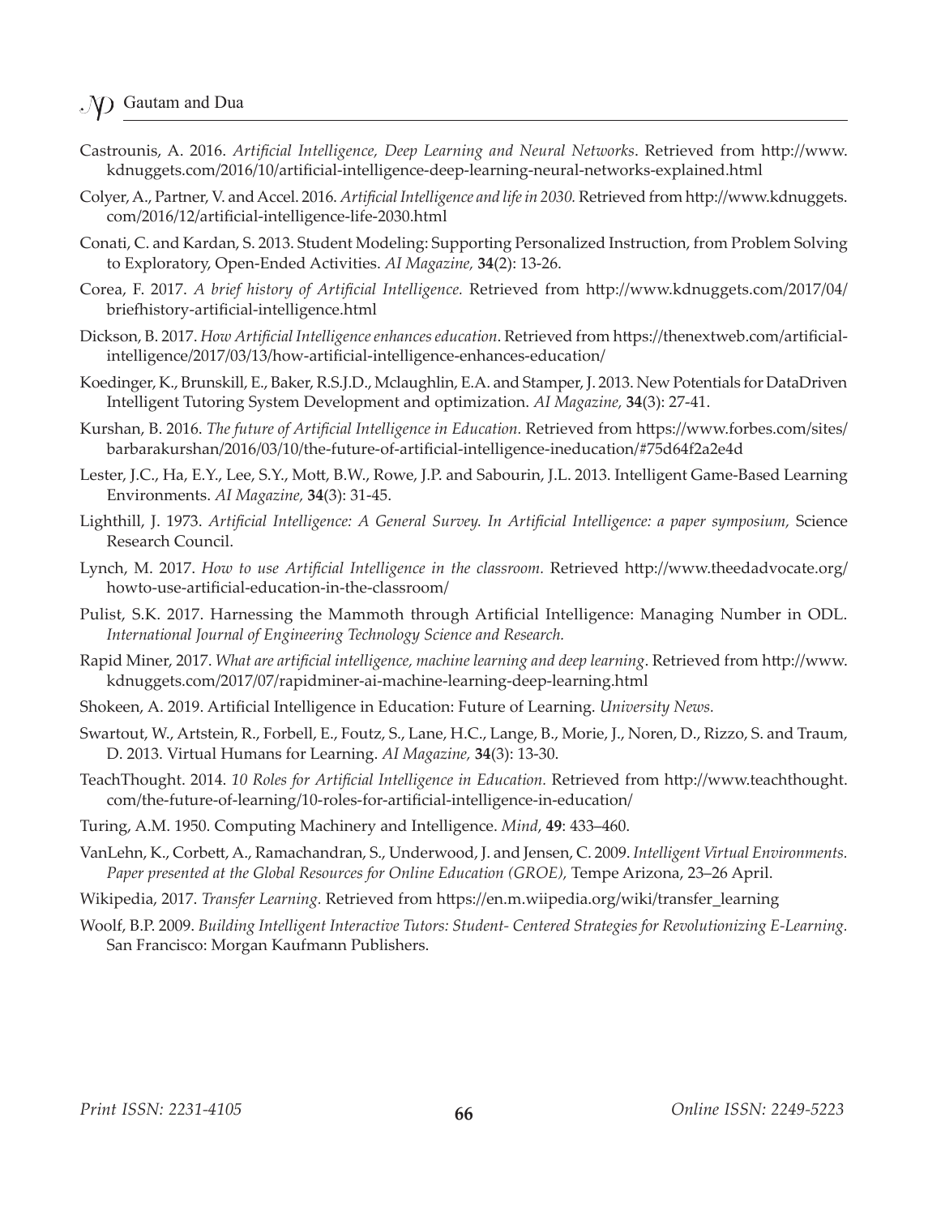Castrounis, A. 2016. *Artificial Intelligence, Deep Learning and Neural Networks*. Retrieved from http://www.kdnuggets.com/2016/10/artificial-intelligence-deep-learning-neural-networks-explained.html

Colyer, A., Partner, V. and Accel. 2016. *Artificial Intelligence and life in 2030.* Retrieved from http://www.kdnuggets.com/2016/12/artificial-intelligence-life-2030.html

Conati, C. and Kardan, S. 2013. Student Modeling: Supporting Personalized Instruction, from Problem Solving to Exploratory, Open-Ended Activities. *AI Magazine,* **34**(2): 13-26.

Corea, F. 2017. *A brief history of Artificial Intelligence.* Retrieved from http://www.kdnuggets.com/2017/04/briefhistory-artificial-intelligence.html

Dickson, B. 2017. *How Artificial Intelligence enhances education*. Retrieved from https://thenextweb.com/artificial-intelligence/2017/03/13/how-artificial-intelligence-enhances-education/

Koedinger, K., Brunskill, E., Baker, R.S.J.D., Mclaughlin, E.A. and Stamper, J. 2013. New Potentials for DataDriven Intelligent Tutoring System Development and optimization. *AI Magazine,* **34**(3): 27-41.

Kurshan, B. 2016. *The future of Artificial Intelligence in Education.* Retrieved from https://www.forbes.com/sites/barbarakurshan/2016/03/10/the-future-of-artificial-intelligence-ineducation/#75d64f2a2e4d

Lester, J.C., Ha, E.Y., Lee, S.Y., Mott, B.W., Rowe, J.P. and Sabourin, J.L. 2013. Intelligent Game-Based Learning Environments. *AI Magazine,* **34**(3): 31-45.

Lighthill, J. 1973. *Artificial Intelligence: A General Survey. In Artificial Intelligence: a paper symposium,* Science Research Council.

Lynch, M. 2017. *How to use Artificial Intelligence in the classroom.* Retrieved http://www.theedadvocate.org/howto-use-artificial-education-in-the-classroom/

Pulist, S.K. 2017. Harnessing the Mammoth through Artificial Intelligence: Managing Number in ODL. *International Journal of Engineering Technology Science and Research.*

Rapid Miner, 2017. *What are artificial intelligence, machine learning and deep learning*. Retrieved from http://www.kdnuggets.com/2017/07/rapidminer-ai-machine-learning-deep-learning.html

Shokeen, A. 2019. Artificial Intelligence in Education: Future of Learning. *University News.*

Swartout, W., Artstein, R., Forbell, E., Foutz, S., Lane, H.C., Lange, B., Morie, J., Noren, D., Rizzo, S. and Traum, D. 2013. Virtual Humans for Learning. *AI Magazine,* **34**(3): 13-30.

TeachThought. 2014. *10 Roles for Artificial Intelligence in Education.* Retrieved from http://www.teachthought.com/the-future-of-learning/10-roles-for-artificial-intelligence-in-education/

Turing, A.M. 1950. Computing Machinery and Intelligence. *Mind*, **49**: 433–460.

VanLehn, K., Corbett, A., Ramachandran, S., Underwood, J. and Jensen, C. 2009. *Intelligent Virtual Environments. Paper presented at the Global Resources for Online Education (GROE),* Tempe Arizona, 23–26 April.

Wikipedia, 2017. *Transfer Learning.* Retrieved from https://en.m.wiipedia.org/wiki/transfer_learning

Woolf, B.P. 2009. *Building Intelligent Interactive Tutors: Student- Centered Strategies for Revolutionizing E-Learning.* San Francisco: Morgan Kaufmann Publishers.